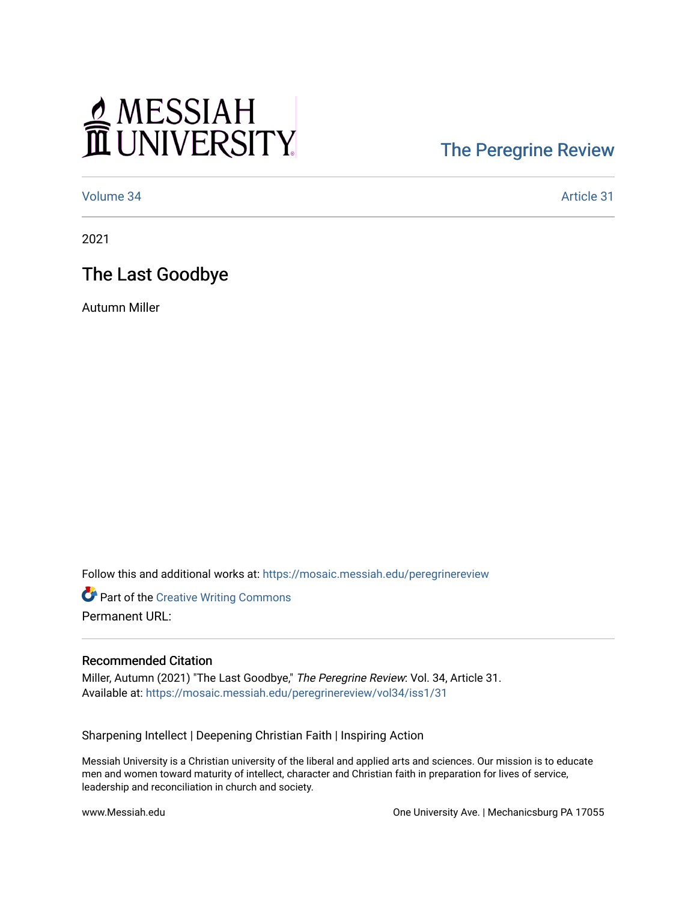MESSIAH UNIVERSITY

The Peregrine Review

Volume 34 Article 31

2021

# The Last Goodbye

Autumn Miller

Follow this and additional works at: https://mosaic.messiah.edu/peregrinereview

Part of the Creative Writing Commons

Permanent URL:

### Recommended Citation

Miller, Autumn (2021) "The Last Goodbye," *The Peregrine Review*: Vol. 34, Article 31.
Available at: https://mosaic.messiah.edu/peregrinereview/vol34/iss1/31

Sharpening Intellect | Deepening Christian Faith | Inspiring Action

Messiah University is a Christian university of the liberal and applied arts and sciences. Our mission is to educate men and women toward maturity of intellect, character and Christian faith in preparation for lives of service, leadership and reconciliation in church and society.

www.Messiah.edu One University Ave. | Mechanicsburg PA 17055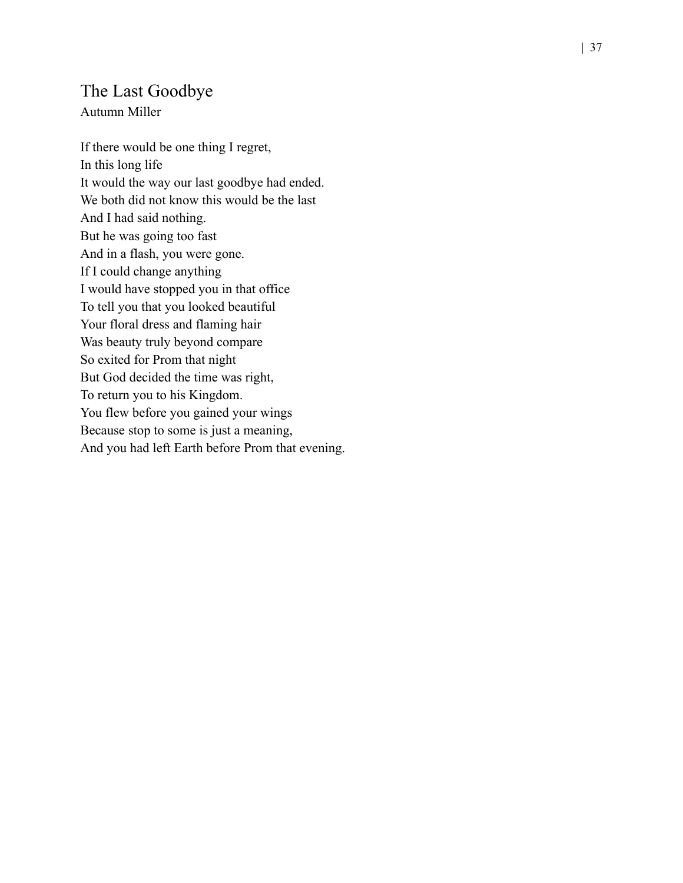# The Last Goodbye

Autumn Miller

If there would be one thing I regret,  
In this long life  
It would the way our last goodbye had ended.  
We both did not know this would be the last  
And I had said nothing.  
But he was going too fast  
And in a flash, you were gone.  
If I could change anything  
I would have stopped you in that office  
To tell you that you looked beautiful  
Your floral dress and flaming hair  
Was beauty truly beyond compare  
So exited for Prom that night  
But God decided the time was right,  
To return you to his Kingdom.  
You flew before you gained your wings  
Because stop to some is just a meaning,  
And you had left Earth before Prom that evening.